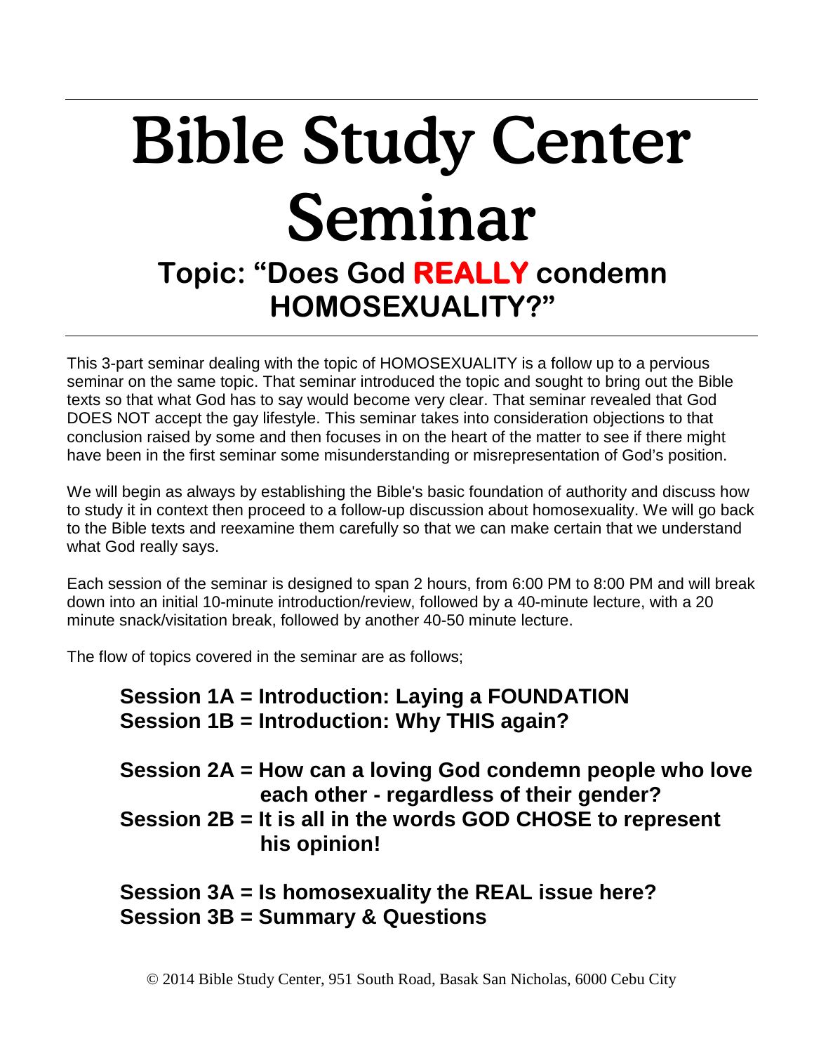# Bible Study Center Seminar

## Topic: "Does God **REALLY** condemn HOMOSEXUALITY?"

This 3-part seminar dealing with the topic of HOMOSEXUALITY is a follow up to a pervious seminar on the same topic. That seminar introduced the topic and sought to bring out the Bible texts so that what God has to say would become very clear. That seminar revealed that God DOES NOT accept the gay lifestyle. This seminar takes into consideration objections to that conclusion raised by some and then focuses in on the heart of the matter to see if there might have been in the first seminar some misunderstanding or misrepresentation of God's position.

We will begin as always by establishing the Bible's basic foundation of authority and discuss how to study it in context then proceed to a follow-up discussion about homosexuality. We will go back to the Bible texts and reexamine them carefully so that we can make certain that we understand what God really says.

Each session of the seminar is designed to span 2 hours, from 6:00 PM to 8:00 PM and will break down into an initial 10-minute introduction/review, followed by a 40-minute lecture, with a 20 minute snack/visitation break, followed by another 40-50 minute lecture.

The flow of topics covered in the seminar are as follows;

**Session 1A = Introduction: Laying a FOUNDATION**
**Session 1B = Introduction: Why THIS again?**

**Session 2A = How can a loving God condemn people who love each other - regardless of their gender?**
**Session 2B = It is all in the words GOD CHOSE to represent his opinion!**

**Session 3A = Is homosexuality the REAL issue here?**
**Session 3B = Summary & Questions**

© 2014 Bible Study Center, 951 South Road, Basak San Nicholas, 6000 Cebu City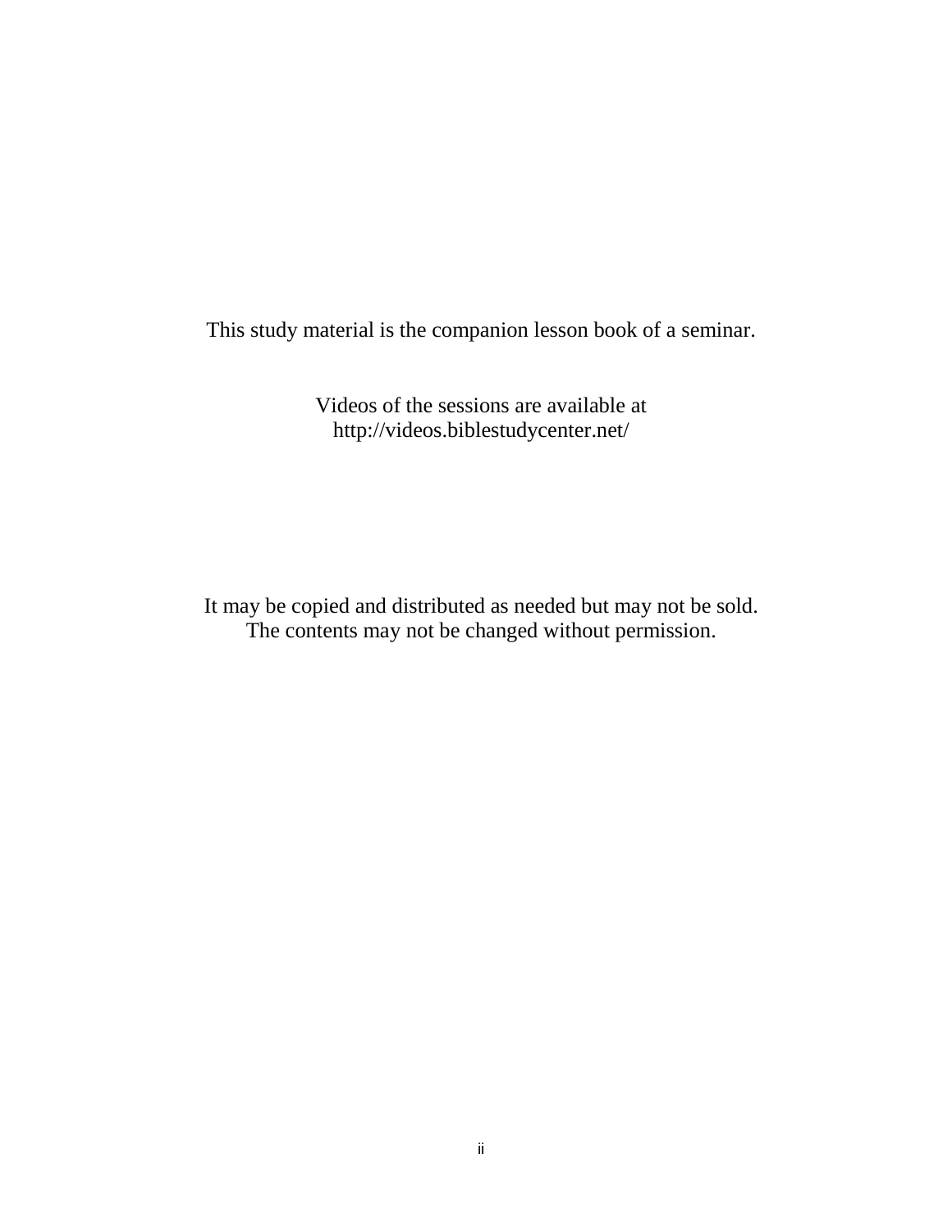This study material is the companion lesson book of a seminar.

Videos of the sessions are available at
http://videos.biblestudycenter.net/

It may be copied and distributed as needed but may not be sold.
The contents may not be changed without permission.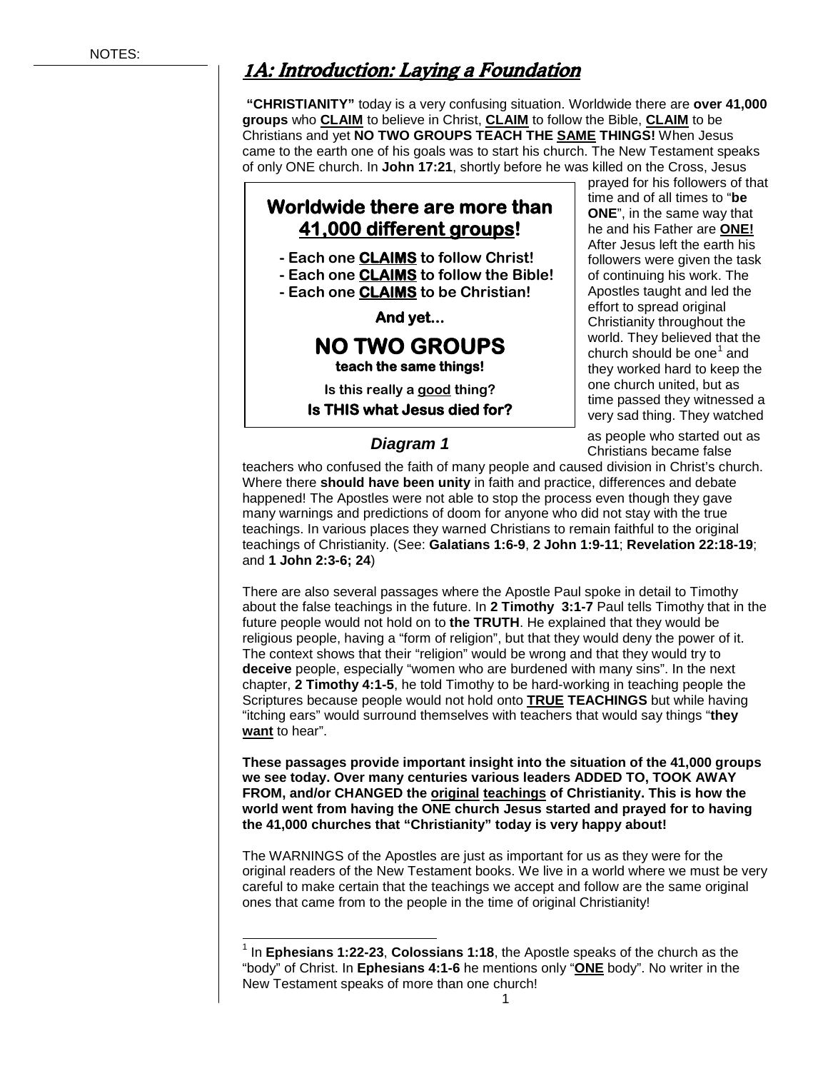NOTES:

# 1A: Introduction: Laying a Foundation

**"CHRISTIANITY"** today is a very confusing situation. Worldwide there are **over 41,000 groups** who **CLAIM** to believe in Christ, **CLAIM** to follow the Bible, **CLAIM** to be Christians and yet **NO TWO GROUPS TEACH THE SAME THINGS!** When Jesus came to the earth one of his goals was to start his church. The New Testament speaks of only ONE church. In **John 17:21**, shortly before he was killed on the Cross, Jesus prayed for his followers of that time and of all times to "**be ONE**", in the same way that he and his Father are **ONE!** After Jesus left the earth his followers were given the task of continuing his work. The Apostles taught and led the effort to spread original Christianity throughout the world. They believed that the church should be one[1] and they worked hard to keep the one church united, but as time passed they witnessed a very sad thing. They watched as people who started out as Christians became false teachers who confused the faith of many people and caused division in Christ's church. Where there **should have been unity** in faith and practice, differences and debate happened! The Apostles were not able to stop the process even though they gave many warnings and predictions of doom for anyone who did not stay with the true teachings. In various places they warned Christians to remain faithful to the original teachings of Christianity. (See: **Galatians 1:6-9**, **2 John 1:9-11**; **Revelation 22:18-19**; and **1 John 2:3-6; 24**)

> **Worldwide there are more than 41,000 different groups!**
>
> - Each one **CLAIMS** to follow Christ!
> - Each one **CLAIMS** to follow the Bible!
> - Each one **CLAIMS** to be Christian!
>
> **And yet...**
>
> **NO TWO GROUPS**
> **teach the same things!**
>
> **Is this really a good thing?**
> **Is THIS what Jesus died for?**

***Diagram 1***

There are also several passages where the Apostle Paul spoke in detail to Timothy about the false teachings in the future. In **2 Timothy 3:1-7** Paul tells Timothy that in the future people would not hold on to **the TRUTH**. He explained that they would be religious people, having a "form of religion", but that they would deny the power of it. The context shows that their "religion" would be wrong and that they would try to **deceive** people, especially "women who are burdened with many sins". In the next chapter, **2 Timothy 4:1-5**, he told Timothy to be hard-working in teaching people the Scriptures because people would not hold onto **TRUE TEACHINGS** but while having "itching ears" would surround themselves with teachers that would say things "**they want** to hear".

**These passages provide important insight into the situation of the 41,000 groups we see today. Over many centuries various leaders ADDED TO, TOOK AWAY FROM, and/or CHANGED the original teachings of Christianity. This is how the world went from having the ONE church Jesus started and prayed for to having the 41,000 churches that "Christianity" today is very happy about!**

The WARNINGS of the Apostles are just as important for us as they were for the original readers of the New Testament books. We live in a world where we must be very careful to make certain that the teachings we accept and follow are the same original ones that came from to the people in the time of original Christianity!

---

[1] In **Ephesians 1:22-23**, **Colossians 1:18**, the Apostle speaks of the church as the "body" of Christ. In **Ephesians 4:1-6** he mentions only "**ONE** body". No writer in the New Testament speaks of more than one church!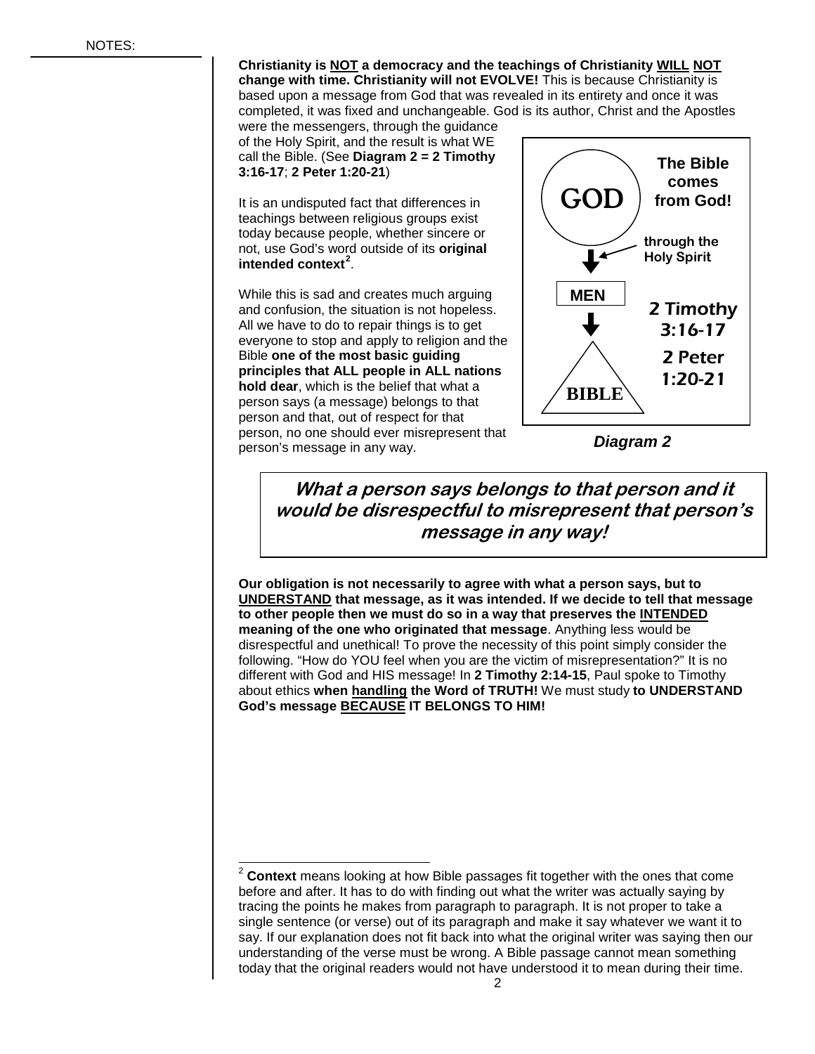NOTES:

**Christianity is <u>NOT</u> a democracy and the teachings of Christianity <u>WILL NOT</u> change with time. Christianity will not EVOLVE!** This is because Christianity is based upon a message from God that was revealed in its entirety and once it was completed, it was fixed and unchangeable. God is its author, Christ and the Apostles were the messengers, through the guidance of the Holy Spirit, and the result is what WE call the Bible. (See **Diagram 2 = 2 Timothy 3:16-17**; **2 Peter 1:20-21**)

It is an undisputed fact that differences in teachings between religious groups exist today because people, whether sincere or not, use God's word outside of its **original intended context**[2].

While this is sad and creates much arguing and confusion, the situation is not hopeless. All we have to do to repair things is to get everyone to stop and apply to religion and the Bible **one of the most basic guiding principles that ALL people in ALL nations hold dear**, which is the belief that what a person says (a message) belongs to that person and that, out of respect for that person, no one should ever misrepresent that person's message in any way.

GOD → (through the Holy Spirit) → MEN → BIBLE

**The Bible comes from God!**

**2 Timothy 3:16-17**
**2 Peter 1:20-21**

***Diagram 2***

> ***What a person says belongs to that person and it would be disrespectful to misrepresent that person's message in any way!***

**Our obligation is not necessarily to agree with what a person says, but to <u>UNDERSTAND</u> that message, as it was intended. If we decide to tell that message to other people then we must do so in a way that preserves the <u>INTENDED</u> meaning of the one who originated that message**. Anything less would be disrespectful and unethical! To prove the necessity of this point simply consider the following. "How do YOU feel when you are the victim of misrepresentation?" It is no different with God and HIS message! In **2 Timothy 2:14-15**, Paul spoke to Timothy about ethics **when <u>handling</u> the Word of TRUTH!** We must study **to UNDERSTAND God's message <u>BECAUSE</u> IT BELONGS TO HIM!**

---

[2] **Context** means looking at how Bible passages fit together with the ones that come before and after. It has to do with finding out what the writer was actually saying by tracing the points he makes from paragraph to paragraph. It is not proper to take a single sentence (or verse) out of its paragraph and make it say whatever we want it to say. If our explanation does not fit back into what the original writer was saying then our understanding of the verse must be wrong. A Bible passage cannot mean something today that the original readers would not have understood it to mean during their time.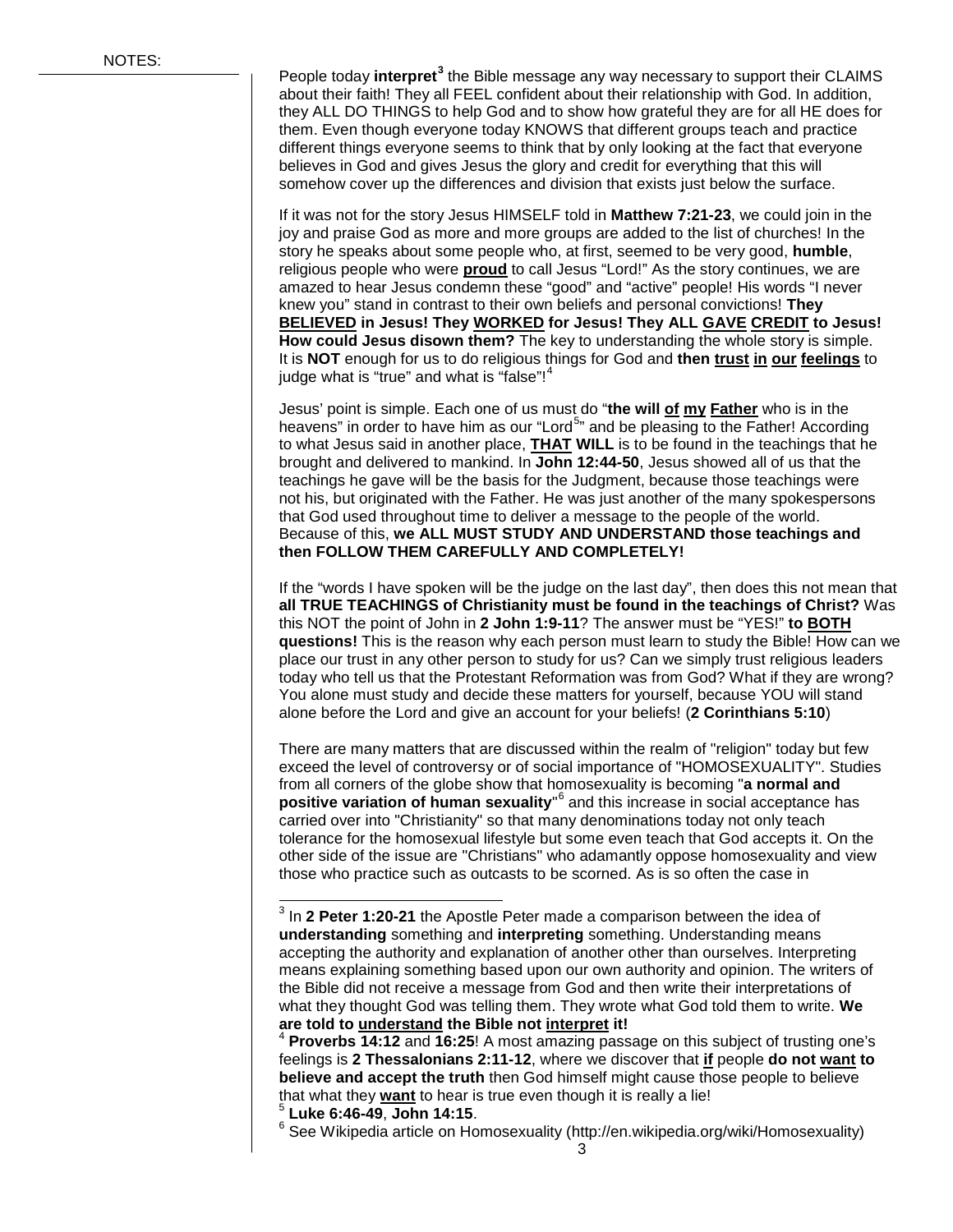NOTES:

People today **interpret**[3] the Bible message any way necessary to support their CLAIMS about their faith! They all FEEL confident about their relationship with God. In addition, they ALL DO THINGS to help God and to show how grateful they are for all HE does for them. Even though everyone today KNOWS that different groups teach and practice different things everyone seems to think that by only looking at the fact that everyone believes in God and gives Jesus the glory and credit for everything that this will somehow cover up the differences and division that exists just below the surface.

If it was not for the story Jesus HIMSELF told in **Matthew 7:21-23**, we could join in the joy and praise God as more and more groups are added to the list of churches! In the story he speaks about some people who, at first, seemed to be very good, **humble**, religious people who were **proud** to call Jesus "Lord!" As the story continues, we are amazed to hear Jesus condemn these "good" and "active" people! His words "I never knew you" stand in contrast to their own beliefs and personal convictions! **They BELIEVED in Jesus! They WORKED for Jesus! They ALL GAVE CREDIT to Jesus! How could Jesus disown them?** The key to understanding the whole story is simple. It is **NOT** enough for us to do religious things for God and **then trust in our feelings** to judge what is "true" and what is "false"![4]

Jesus' point is simple. Each one of us must do "**the will of my Father** who is in the heavens" in order to have him as our "Lord[5]" and be pleasing to the Father! According to what Jesus said in another place, **THAT WILL** is to be found in the teachings that he brought and delivered to mankind. In **John 12:44-50**, Jesus showed all of us that the teachings he gave will be the basis for the Judgment, because those teachings were not his, but originated with the Father. He was just another of the many spokespersons that God used throughout time to deliver a message to the people of the world. Because of this, **we ALL MUST STUDY AND UNDERSTAND those teachings and then FOLLOW THEM CAREFULLY AND COMPLETELY!**

If the "words I have spoken will be the judge on the last day", then does this not mean that **all TRUE TEACHINGS of Christianity must be found in the teachings of Christ?** Was this NOT the point of John in **2 John 1:9-11**? The answer must be "YES!" **to BOTH questions!** This is the reason why each person must learn to study the Bible! How can we place our trust in any other person to study for us? Can we simply trust religious leaders today who tell us that the Protestant Reformation was from God? What if they are wrong? You alone must study and decide these matters for yourself, because YOU will stand alone before the Lord and give an account for your beliefs! (**2 Corinthians 5:10**)

There are many matters that are discussed within the realm of "religion" today but few exceed the level of controversy or of social importance of "HOMOSEXUALITY". Studies from all corners of the globe show that homosexuality is becoming "**a normal and positive variation of human sexuality**"[6] and this increase in social acceptance has carried over into "Christianity" so that many denominations today not only teach tolerance for the homosexual lifestyle but some even teach that God accepts it. On the other side of the issue are "Christians" who adamantly oppose homosexuality and view those who practice such as outcasts to be scorned. As is so often the case in

---

[3] In **2 Peter 1:20-21** the Apostle Peter made a comparison between the idea of **understanding** something and **interpreting** something. Understanding means accepting the authority and explanation of another other than ourselves. Interpreting means explaining something based upon our own authority and opinion. The writers of the Bible did not receive a message from God and then write their interpretations of what they thought God was telling them. They wrote what God told them to write. **We are told to understand the Bible not interpret it!**

[4] **Proverbs 14:12** and **16:25**! A most amazing passage on this subject of trusting one's feelings is **2 Thessalonians 2:11-12**, where we discover that **if** people **do not want to believe and accept the truth** then God himself might cause those people to believe that what they **want** to hear is true even though it is really a lie!

[5] **Luke 6:46-49**, **John 14:15**.

[6] See Wikipedia article on Homosexuality (http://en.wikipedia.org/wiki/Homosexuality)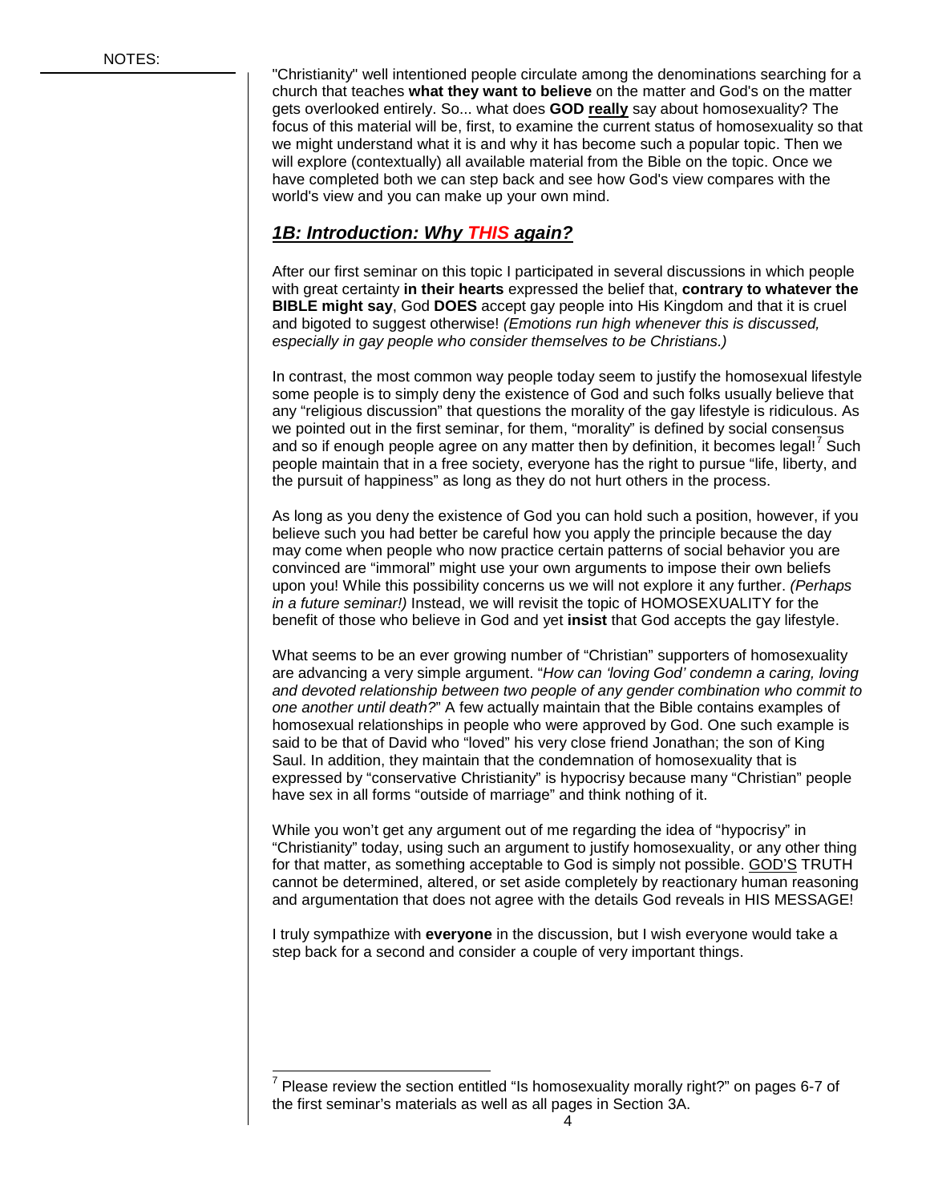"Christianity" well intentioned people circulate among the denominations searching for a church that teaches **what they want to believe** on the matter and God's on the matter gets overlooked entirely. So... what does **GOD really** say about homosexuality? The focus of this material will be, first, to examine the current status of homosexuality so that we might understand what it is and why it has become such a popular topic. Then we will explore (contextually) all available material from the Bible on the topic. Once we have completed both we can step back and see how God's view compares with the world's view and you can make up your own mind.

## ***1B: Introduction: Why THIS again?***

After our first seminar on this topic I participated in several discussions in which people with great certainty **in their hearts** expressed the belief that, **contrary to whatever the BIBLE might say**, God **DOES** accept gay people into His Kingdom and that it is cruel and bigoted to suggest otherwise! *(Emotions run high whenever this is discussed, especially in gay people who consider themselves to be Christians.)*

In contrast, the most common way people today seem to justify the homosexual lifestyle some people is to simply deny the existence of God and such folks usually believe that any "religious discussion" that questions the morality of the gay lifestyle is ridiculous. As we pointed out in the first seminar, for them, "morality" is defined by social consensus and so if enough people agree on any matter then by definition, it becomes legal![7] Such people maintain that in a free society, everyone has the right to pursue "life, liberty, and the pursuit of happiness" as long as they do not hurt others in the process.

As long as you deny the existence of God you can hold such a position, however, if you believe such you had better be careful how you apply the principle because the day may come when people who now practice certain patterns of social behavior you are convinced are "immoral" might use your own arguments to impose their own beliefs upon you! While this possibility concerns us we will not explore it any further. *(Perhaps in a future seminar!)* Instead, we will revisit the topic of HOMOSEXUALITY for the benefit of those who believe in God and yet **insist** that God accepts the gay lifestyle.

What seems to be an ever growing number of "Christian" supporters of homosexuality are advancing a very simple argument. "*How can 'loving God' condemn a caring, loving and devoted relationship between two people of any gender combination who commit to one another until death?*" A few actually maintain that the Bible contains examples of homosexual relationships in people who were approved by God. One such example is said to be that of David who "loved" his very close friend Jonathan; the son of King Saul. In addition, they maintain that the condemnation of homosexuality that is expressed by "conservative Christianity" is hypocrisy because many "Christian" people have sex in all forms "outside of marriage" and think nothing of it.

While you won't get any argument out of me regarding the idea of "hypocrisy" in "Christianity" today, using such an argument to justify homosexuality, or any other thing for that matter, as something acceptable to God is simply not possible. GOD'S TRUTH cannot be determined, altered, or set aside completely by reactionary human reasoning and argumentation that does not agree with the details God reveals in HIS MESSAGE!

I truly sympathize with **everyone** in the discussion, but I wish everyone would take a step back for a second and consider a couple of very important things.

---

[7] Please review the section entitled "Is homosexuality morally right?" on pages 6-7 of the first seminar's materials as well as all pages in Section 3A.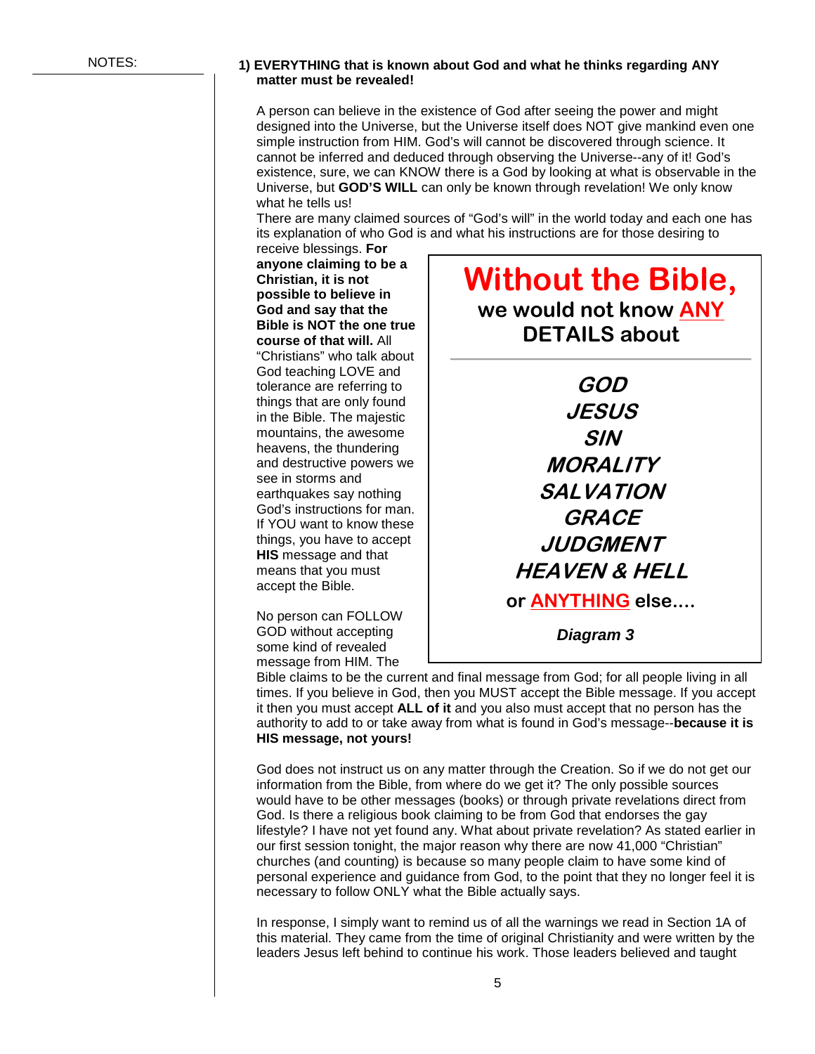NOTES:

**1) EVERYTHING that is known about God and what he thinks regarding ANY matter must be revealed!**

A person can believe in the existence of God after seeing the power and might designed into the Universe, but the Universe itself does NOT give mankind even one simple instruction from HIM. God's will cannot be discovered through science. It cannot be inferred and deduced through observing the Universe--any of it! God's existence, sure, we can KNOW there is a God by looking at what is observable in the Universe, but **GOD'S WILL** can only be known through revelation! We only know what he tells us!

There are many claimed sources of "God's will" in the world today and each one has its explanation of who God is and what his instructions are for those desiring to receive blessings. **For anyone claiming to be a Christian, it is not possible to believe in God and say that the Bible is NOT the one true course of that will.** All "Christians" who talk about God teaching LOVE and tolerance are referring to things that are only found in the Bible. The majestic mountains, the awesome heavens, the thundering and destructive powers we see in storms and earthquakes say nothing God's instructions for man. If YOU want to know these things, you have to accept **HIS** message and that means that you must accept the Bible.

> **Without the Bible,**
> **we would not know ANY DETAILS about**
>
> ***GOD***
> ***JESUS***
> ***SIN***
> ***MORALITY***
> ***SALVATION***
> ***GRACE***
> ***JUDGMENT***
> ***HEAVEN & HELL***
>
> **or ANYTHING else….**
>
> ***Diagram 3***

No person can FOLLOW GOD without accepting some kind of revealed message from HIM. The Bible claims to be the current and final message from God; for all people living in all times. If you believe in God, then you MUST accept the Bible message. If you accept it then you must accept **ALL of it** and you also must accept that no person has the authority to add to or take away from what is found in God's message--**because it is HIS message, not yours!**

God does not instruct us on any matter through the Creation. So if we do not get our information from the Bible, from where do we get it? The only possible sources would have to be other messages (books) or through private revelations direct from God. Is there a religious book claiming to be from God that endorses the gay lifestyle? I have not yet found any. What about private revelation? As stated earlier in our first session tonight, the major reason why there are now 41,000 "Christian" churches (and counting) is because so many people claim to have some kind of personal experience and guidance from God, to the point that they no longer feel it is necessary to follow ONLY what the Bible actually says.

In response, I simply want to remind us of all the warnings we read in Section 1A of this material. They came from the time of original Christianity and were written by the leaders Jesus left behind to continue his work. Those leaders believed and taught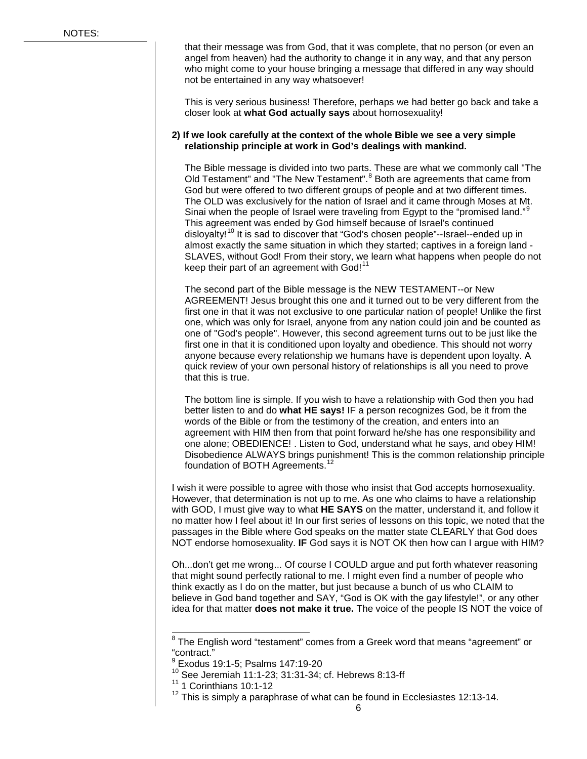that their message was from God, that it was complete, that no person (or even an angel from heaven) had the authority to change it in any way, and that any person who might come to your house bringing a message that differed in any way should not be entertained in any way whatsoever!

This is very serious business! Therefore, perhaps we had better go back and take a closer look at **what God actually says** about homosexuality!

**2) If we look carefully at the context of the whole Bible we see a very simple relationship principle at work in God's dealings with mankind.**

The Bible message is divided into two parts. These are what we commonly call "The Old Testament" and "The New Testament".[8] Both are agreements that came from God but were offered to two different groups of people and at two different times. The OLD was exclusively for the nation of Israel and it came through Moses at Mt. Sinai when the people of Israel were traveling from Egypt to the "promised land."[9] This agreement was ended by God himself because of Israel's continued disloyalty![10] It is sad to discover that "God's chosen people"--Israel--ended up in almost exactly the same situation in which they started; captives in a foreign land - SLAVES, without God! From their story, we learn what happens when people do not keep their part of an agreement with God![11]

The second part of the Bible message is the NEW TESTAMENT--or New AGREEMENT! Jesus brought this one and it turned out to be very different from the first one in that it was not exclusive to one particular nation of people! Unlike the first one, which was only for Israel, anyone from any nation could join and be counted as one of "God's people". However, this second agreement turns out to be just like the first one in that it is conditioned upon loyalty and obedience. This should not worry anyone because every relationship we humans have is dependent upon loyalty. A quick review of your own personal history of relationships is all you need to prove that this is true.

The bottom line is simple. If you wish to have a relationship with God then you had better listen to and do **what HE says!** IF a person recognizes God, be it from the words of the Bible or from the testimony of the creation, and enters into an agreement with HIM then from that point forward he/she has one responsibility and one alone; OBEDIENCE! . Listen to God, understand what he says, and obey HIM! Disobedience ALWAYS brings punishment! This is the common relationship principle foundation of BOTH Agreements.[12]

I wish it were possible to agree with those who insist that God accepts homosexuality. However, that determination is not up to me. As one who claims to have a relationship with GOD, I must give way to what **HE SAYS** on the matter, understand it, and follow it no matter how I feel about it! In our first series of lessons on this topic, we noted that the passages in the Bible where God speaks on the matter state CLEARLY that God does NOT endorse homosexuality. **IF** God says it is NOT OK then how can I argue with HIM?

Oh...don't get me wrong... Of course I COULD argue and put forth whatever reasoning that might sound perfectly rational to me. I might even find a number of people who think exactly as I do on the matter, but just because a bunch of us who CLAIM to believe in God band together and SAY, "God is OK with the gay lifestyle!", or any other idea for that matter **does not make it true.** The voice of the people IS NOT the voice of

---

[8] The English word "testament" comes from a Greek word that means "agreement" or "contract."

[9] Exodus 19:1-5; Psalms 147:19-20

[10] See Jeremiah 11:1-23; 31:31-34; cf. Hebrews 8:13-ff

[11] 1 Corinthians 10:1-12

[12] This is simply a paraphrase of what can be found in Ecclesiastes 12:13-14.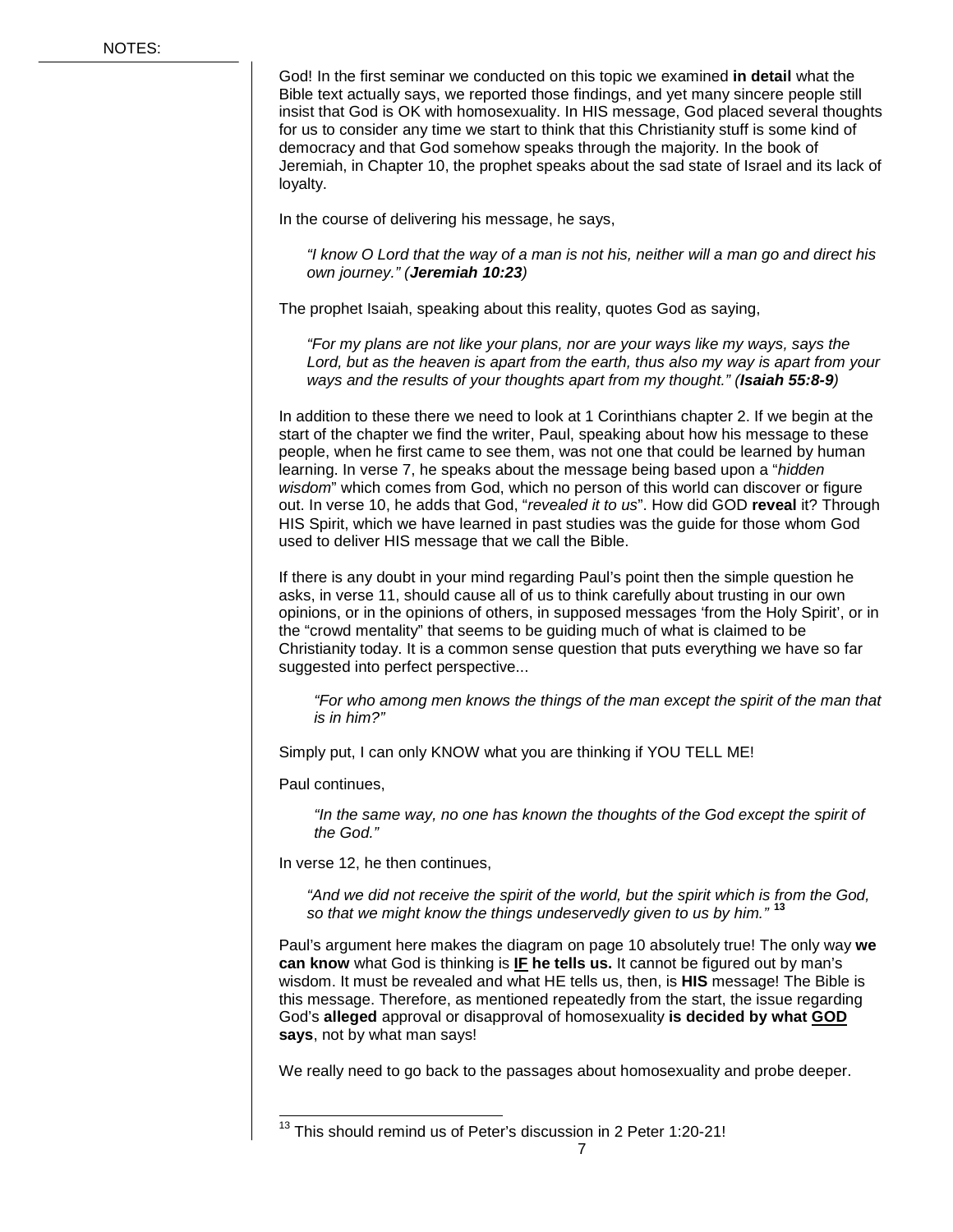NOTES:

God! In the first seminar we conducted on this topic we examined **in detail** what the Bible text actually says, we reported those findings, and yet many sincere people still insist that God is OK with homosexuality. In HIS message, God placed several thoughts for us to consider any time we start to think that this Christianity stuff is some kind of democracy and that God somehow speaks through the majority. In the book of Jeremiah, in Chapter 10, the prophet speaks about the sad state of Israel and its lack of loyalty.

In the course of delivering his message, he says,

> *"I know O Lord that the way of a man is not his, neither will a man go and direct his own journey." (**Jeremiah 10:23**)*

The prophet Isaiah, speaking about this reality, quotes God as saying,

> *"For my plans are not like your plans, nor are your ways like my ways, says the Lord, but as the heaven is apart from the earth, thus also my way is apart from your ways and the results of your thoughts apart from my thought." (**Isaiah 55:8-9**)*

In addition to these there we need to look at 1 Corinthians chapter 2. If we begin at the start of the chapter we find the writer, Paul, speaking about how his message to these people, when he first came to see them, was not one that could be learned by human learning. In verse 7, he speaks about the message being based upon a "*hidden wisdom*" which comes from God, which no person of this world can discover or figure out. In verse 10, he adds that God, "*revealed it to us*". How did GOD **reveal** it? Through HIS Spirit, which we have learned in past studies was the guide for those whom God used to deliver HIS message that we call the Bible.

If there is any doubt in your mind regarding Paul's point then the simple question he asks, in verse 11, should cause all of us to think carefully about trusting in our own opinions, or in the opinions of others, in supposed messages 'from the Holy Spirit', or in the "crowd mentality" that seems to be guiding much of what is claimed to be Christianity today. It is a common sense question that puts everything we have so far suggested into perfect perspective...

> *"For who among men knows the things of the man except the spirit of the man that is in him?"*

Simply put, I can only KNOW what you are thinking if YOU TELL ME!

Paul continues,

> *"In the same way, no one has known the thoughts of the God except the spirit of the God."*

In verse 12, he then continues,

> *"And we did not receive the spirit of the world, but the spirit which is from the God, so that we might know the things undeservedly given to us by him."* [13]

Paul's argument here makes the diagram on page 10 absolutely true! The only way **we can know** what God is thinking is **<u>IF</u> he tells us.** It cannot be figured out by man's wisdom. It must be revealed and what HE tells us, then, is **HIS** message! The Bible is this message. Therefore, as mentioned repeatedly from the start, the issue regarding God's **alleged** approval or disapproval of homosexuality **is decided by what <u>GOD</u> says**, not by what man says!

We really need to go back to the passages about homosexuality and probe deeper.

---

[13] This should remind us of Peter's discussion in 2 Peter 1:20-21!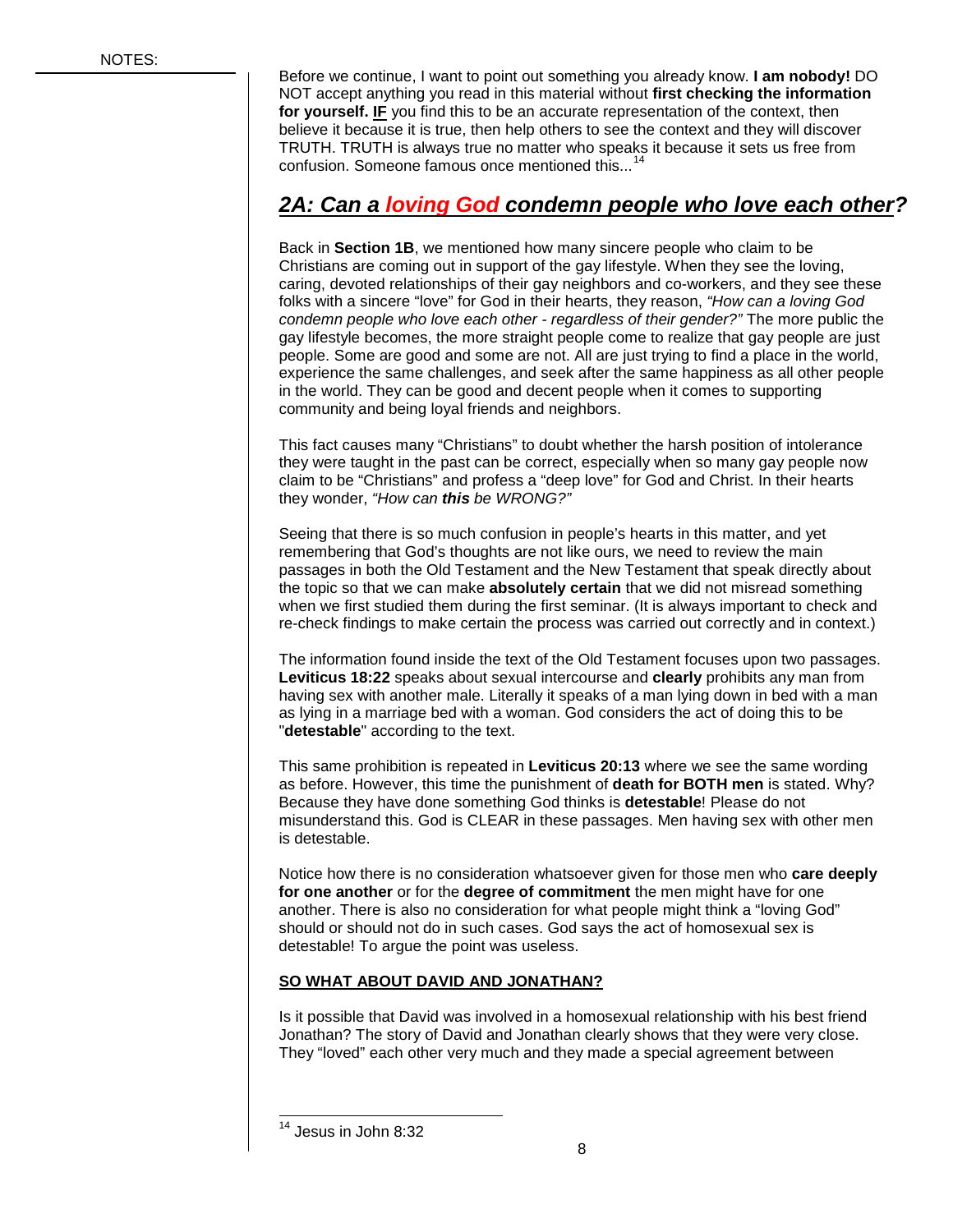NOTES:

Before we continue, I want to point out something you already know. **I am nobody!** DO NOT accept anything you read in this material without **first checking the information for yourself. <u>IF</u>** you find this to be an accurate representation of the context, then believe it because it is true, then help others to see the context and they will discover TRUTH. TRUTH is always true no matter who speaks it because it sets us free from confusion. Someone famous once mentioned this...[14]

## *2A: Can a loving God condemn people who love each other?*

Back in **Section 1B**, we mentioned how many sincere people who claim to be Christians are coming out in support of the gay lifestyle. When they see the loving, caring, devoted relationships of their gay neighbors and co-workers, and they see these folks with a sincere "love" for God in their hearts, they reason, *"How can a loving God condemn people who love each other - regardless of their gender?"* The more public the gay lifestyle becomes, the more straight people come to realize that gay people are just people. Some are good and some are not. All are just trying to find a place in the world, experience the same challenges, and seek after the same happiness as all other people in the world. They can be good and decent people when it comes to supporting community and being loyal friends and neighbors.

This fact causes many "Christians" to doubt whether the harsh position of intolerance they were taught in the past can be correct, especially when so many gay people now claim to be "Christians" and profess a "deep love" for God and Christ. In their hearts they wonder, *"How can **this** be WRONG?"*

Seeing that there is so much confusion in people's hearts in this matter, and yet remembering that God's thoughts are not like ours, we need to review the main passages in both the Old Testament and the New Testament that speak directly about the topic so that we can make **absolutely certain** that we did not misread something when we first studied them during the first seminar. (It is always important to check and re-check findings to make certain the process was carried out correctly and in context.)

The information found inside the text of the Old Testament focuses upon two passages. **Leviticus 18:22** speaks about sexual intercourse and **clearly** prohibits any man from having sex with another male. Literally it speaks of a man lying down in bed with a man as lying in a marriage bed with a woman. God considers the act of doing this to be "**detestable**" according to the text.

This same prohibition is repeated in **Leviticus 20:13** where we see the same wording as before. However, this time the punishment of **death for BOTH men** is stated. Why? Because they have done something God thinks is **detestable**! Please do not misunderstand this. God is CLEAR in these passages. Men having sex with other men is detestable.

Notice how there is no consideration whatsoever given for those men who **care deeply for one another** or for the **degree of commitment** the men might have for one another. There is also no consideration for what people might think a "loving God" should or should not do in such cases. God says the act of homosexual sex is detestable! To argue the point was useless.

**<u>SO WHAT ABOUT DAVID AND JONATHAN?</u>**

Is it possible that David was involved in a homosexual relationship with his best friend Jonathan? The story of David and Jonathan clearly shows that they were very close. They "loved" each other very much and they made a special agreement between

[14] Jesus in John 8:32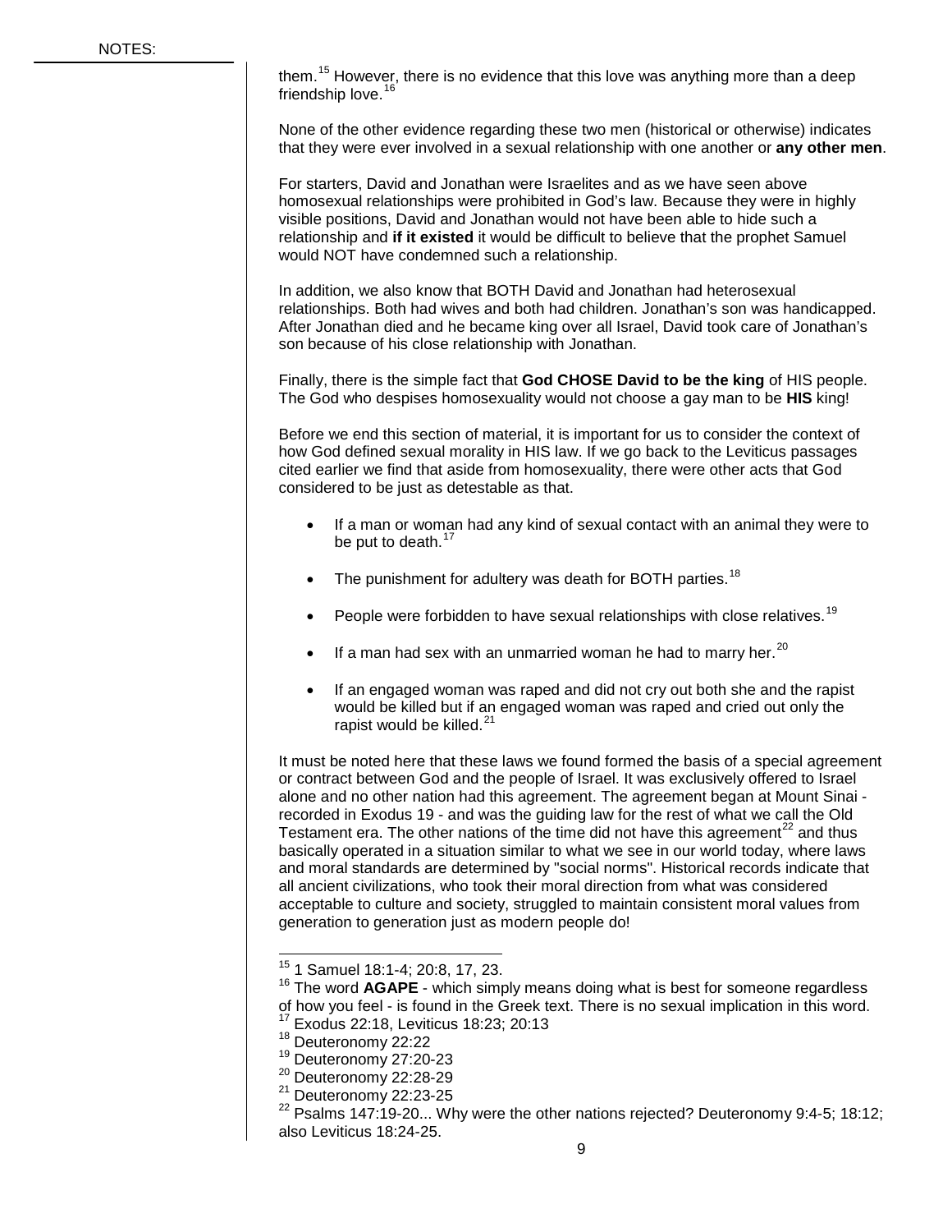NOTES:

them.[15] However, there is no evidence that this love was anything more than a deep friendship love.[16]

None of the other evidence regarding these two men (historical or otherwise) indicates that they were ever involved in a sexual relationship with one another or **any other men**.

For starters, David and Jonathan were Israelites and as we have seen above homosexual relationships were prohibited in God's law. Because they were in highly visible positions, David and Jonathan would not have been able to hide such a relationship and **if it existed** it would be difficult to believe that the prophet Samuel would NOT have condemned such a relationship.

In addition, we also know that BOTH David and Jonathan had heterosexual relationships. Both had wives and both had children. Jonathan's son was handicapped. After Jonathan died and he became king over all Israel, David took care of Jonathan's son because of his close relationship with Jonathan.

Finally, there is the simple fact that **God CHOSE David to be the king** of HIS people. The God who despises homosexuality would not choose a gay man to be **HIS** king!

Before we end this section of material, it is important for us to consider the context of how God defined sexual morality in HIS law. If we go back to the Leviticus passages cited earlier we find that aside from homosexuality, there were other acts that God considered to be just as detestable as that.

- If a man or woman had any kind of sexual contact with an animal they were to be put to death.[17]
- The punishment for adultery was death for BOTH parties.[18]
- People were forbidden to have sexual relationships with close relatives.[19]
- If a man had sex with an unmarried woman he had to marry her.[20]
- If an engaged woman was raped and did not cry out both she and the rapist would be killed but if an engaged woman was raped and cried out only the rapist would be killed.[21]

It must be noted here that these laws we found formed the basis of a special agreement or contract between God and the people of Israel. It was exclusively offered to Israel alone and no other nation had this agreement. The agreement began at Mount Sinai - recorded in Exodus 19 - and was the guiding law for the rest of what we call the Old Testament era. The other nations of the time did not have this agreement[22] and thus basically operated in a situation similar to what we see in our world today, where laws and moral standards are determined by "social norms". Historical records indicate that all ancient civilizations, who took their moral direction from what was considered acceptable to culture and society, struggled to maintain consistent moral values from generation to generation just as modern people do!

---

[15] 1 Samuel 18:1-4; 20:8, 17, 23.
[16] The word **AGAPE** - which simply means doing what is best for someone regardless of how you feel - is found in the Greek text. There is no sexual implication in this word.
[17] Exodus 22:18, Leviticus 18:23; 20:13
[18] Deuteronomy 22:22
[19] Deuteronomy 27:20-23
[20] Deuteronomy 22:28-29
[21] Deuteronomy 22:23-25
[22] Psalms 147:19-20... Why were the other nations rejected? Deuteronomy 9:4-5; 18:12; also Leviticus 18:24-25.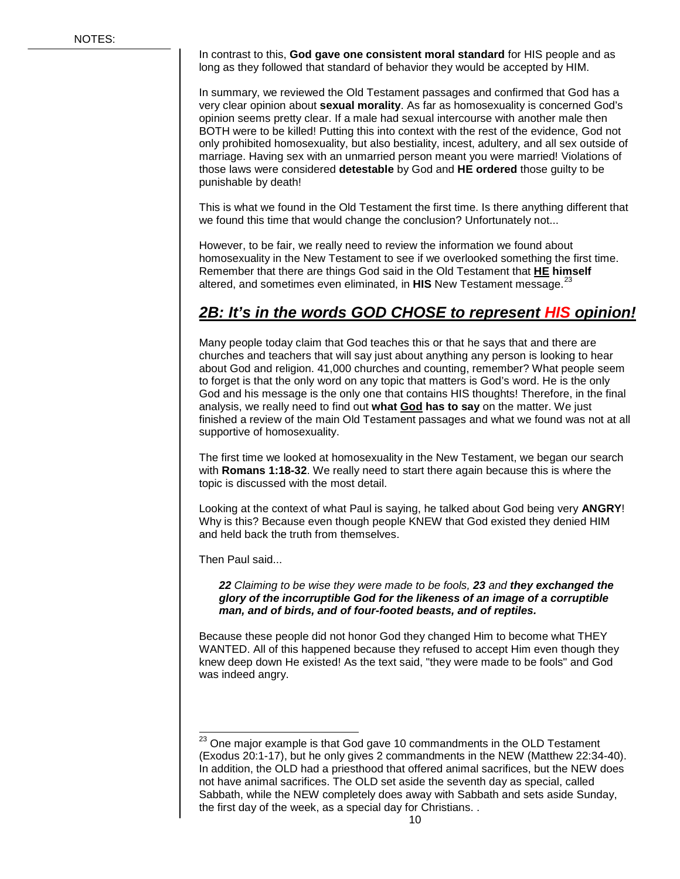NOTES:

In contrast to this, **God gave one consistent moral standard** for HIS people and as long as they followed that standard of behavior they would be accepted by HIM.

In summary, we reviewed the Old Testament passages and confirmed that God has a very clear opinion about **sexual morality**. As far as homosexuality is concerned God's opinion seems pretty clear. If a male had sexual intercourse with another male then BOTH were to be killed! Putting this into context with the rest of the evidence, God not only prohibited homosexuality, but also bestiality, incest, adultery, and all sex outside of marriage. Having sex with an unmarried person meant you were married! Violations of those laws were considered **detestable** by God and **HE ordered** those guilty to be punishable by death!

This is what we found in the Old Testament the first time. Is there anything different that we found this time that would change the conclusion? Unfortunately not...

However, to be fair, we really need to review the information we found about homosexuality in the New Testament to see if we overlooked something the first time. Remember that there are things God said in the Old Testament that **HE himself** altered, and sometimes even eliminated, in **HIS** New Testament message.[23]

## *2B: It's in the words GOD CHOSE to represent HIS opinion!*

Many people today claim that God teaches this or that he says that and there are churches and teachers that will say just about anything any person is looking to hear about God and religion. 41,000 churches and counting, remember? What people seem to forget is that the only word on any topic that matters is God's word. He is the only God and his message is the only one that contains HIS thoughts! Therefore, in the final analysis, we really need to find out **what God has to say** on the matter. We just finished a review of the main Old Testament passages and what we found was not at all supportive of homosexuality.

The first time we looked at homosexuality in the New Testament, we began our search with **Romans 1:18-32**. We really need to start there again because this is where the topic is discussed with the most detail.

Looking at the context of what Paul is saying, he talked about God being very **ANGRY**! Why is this? Because even though people KNEW that God existed they denied HIM and held back the truth from themselves.

Then Paul said...

> ***22*** *Claiming to be wise they were made to be fools,* ***23*** *and* ***they exchanged the glory of the incorruptible God for the likeness of an image of a corruptible man, and of birds, and of four-footed beasts, and of reptiles.***

Because these people did not honor God they changed Him to become what THEY WANTED. All of this happened because they refused to accept Him even though they knew deep down He existed! As the text said, "they were made to be fools" and God was indeed angry.

---

[23] One major example is that God gave 10 commandments in the OLD Testament (Exodus 20:1-17), but he only gives 2 commandments in the NEW (Matthew 22:34-40). In addition, the OLD had a priesthood that offered animal sacrifices, but the NEW does not have animal sacrifices. The OLD set aside the seventh day as special, called Sabbath, while the NEW completely does away with Sabbath and sets aside Sunday, the first day of the week, as a special day for Christians. .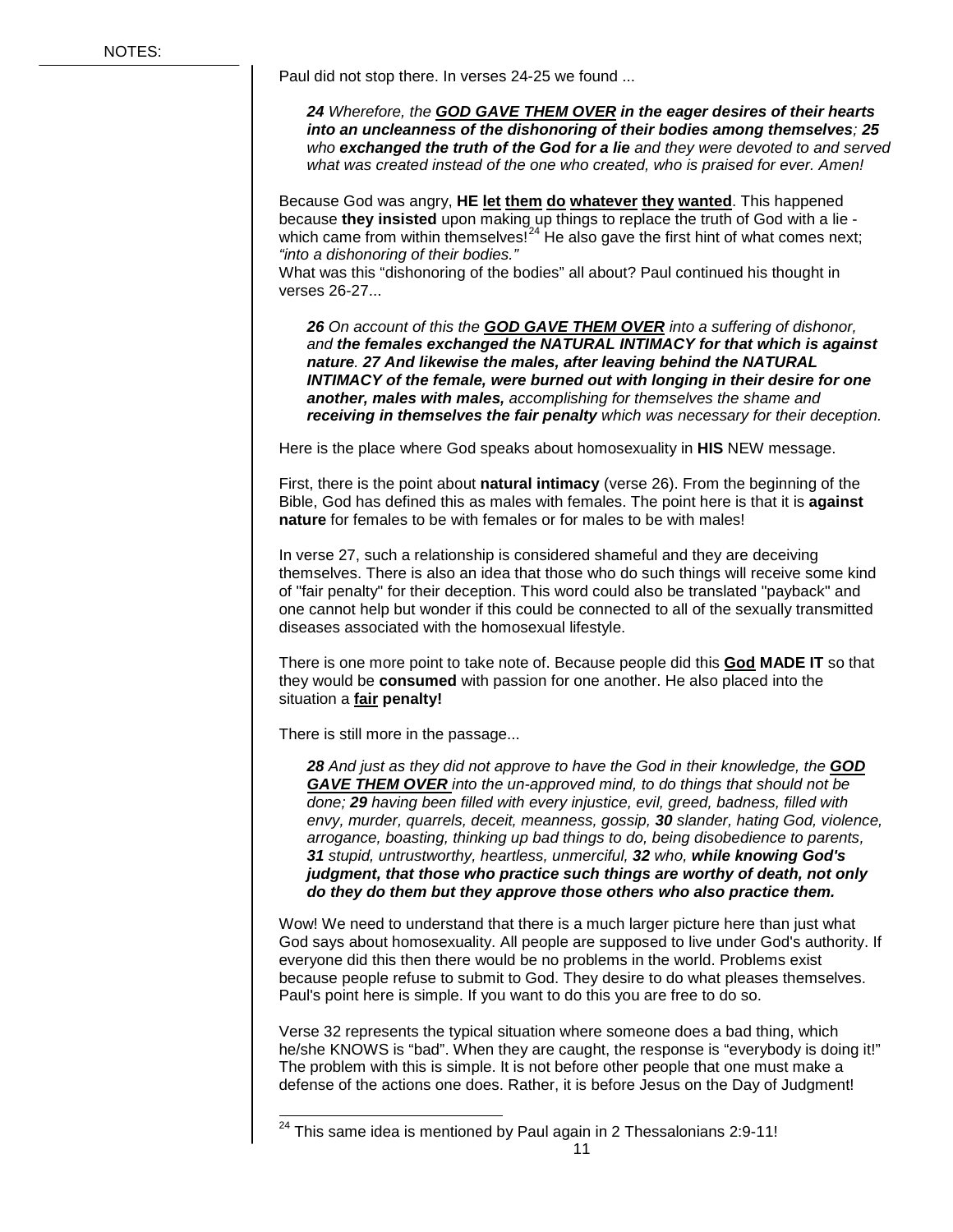NOTES:

Paul did not stop there. In verses 24-25 we found ...

> ***24*** *Wherefore, the* ***GOD GAVE THEM OVER in the eager desires of their hearts into an uncleanness of the dishonoring of their bodies among themselves****;* ***25*** *who* ***exchanged the truth of the God for a lie*** *and they were devoted to and served what was created instead of the one who created, who is praised for ever. Amen!*

Because God was angry, **HE let them do whatever they wanted**. This happened because **they insisted** upon making up things to replace the truth of God with a lie - which came from within themselves![24] He also gave the first hint of what comes next; *"into a dishonoring of their bodies."*

What was this "dishonoring of the bodies" all about? Paul continued his thought in verses 26-27...

> ***26*** *On account of this the* ***GOD GAVE THEM OVER*** *into a suffering of dishonor, and* ***the females exchanged the NATURAL INTIMACY for that which is against nature****.* ***27 And likewise the males, after leaving behind the NATURAL INTIMACY of the female, were burned out with longing in their desire for one another, males with males,*** *accomplishing for themselves the shame and* ***receiving in themselves the fair penalty*** *which was necessary for their deception.*

Here is the place where God speaks about homosexuality in **HIS** NEW message.

First, there is the point about **natural intimacy** (verse 26). From the beginning of the Bible, God has defined this as males with females. The point here is that it is **against nature** for females to be with females or for males to be with males!

In verse 27, such a relationship is considered shameful and they are deceiving themselves. There is also an idea that those who do such things will receive some kind of "fair penalty" for their deception. This word could also be translated "payback" and one cannot help but wonder if this could be connected to all of the sexually transmitted diseases associated with the homosexual lifestyle.

There is one more point to take note of. Because people did this **God MADE IT** so that they would be **consumed** with passion for one another. He also placed into the situation a **fair penalty!**

There is still more in the passage...

> ***28*** *And just as they did not approve to have the God in their knowledge, the* ***GOD GAVE THEM OVER*** *into the un-approved mind, to do things that should not be done;* ***29*** *having been filled with every injustice, evil, greed, badness, filled with envy, murder, quarrels, deceit, meanness, gossip,* ***30*** *slander, hating God, violence, arrogance, boasting, thinking up bad things to do, being disobedience to parents,* ***31*** *stupid, untrustworthy, heartless, unmerciful,* ***32*** *who,* ***while knowing God's judgment, that those who practice such things are worthy of death, not only do they do them but they approve those others who also practice them.***

Wow! We need to understand that there is a much larger picture here than just what God says about homosexuality. All people are supposed to live under God's authority. If everyone did this then there would be no problems in the world. Problems exist because people refuse to submit to God. They desire to do what pleases themselves. Paul's point here is simple. If you want to do this you are free to do so.

Verse 32 represents the typical situation where someone does a bad thing, which he/she KNOWS is "bad". When they are caught, the response is "everybody is doing it!" The problem with this is simple. It is not before other people that one must make a defense of the actions one does. Rather, it is before Jesus on the Day of Judgment!

---

[24] This same idea is mentioned by Paul again in 2 Thessalonians 2:9-11!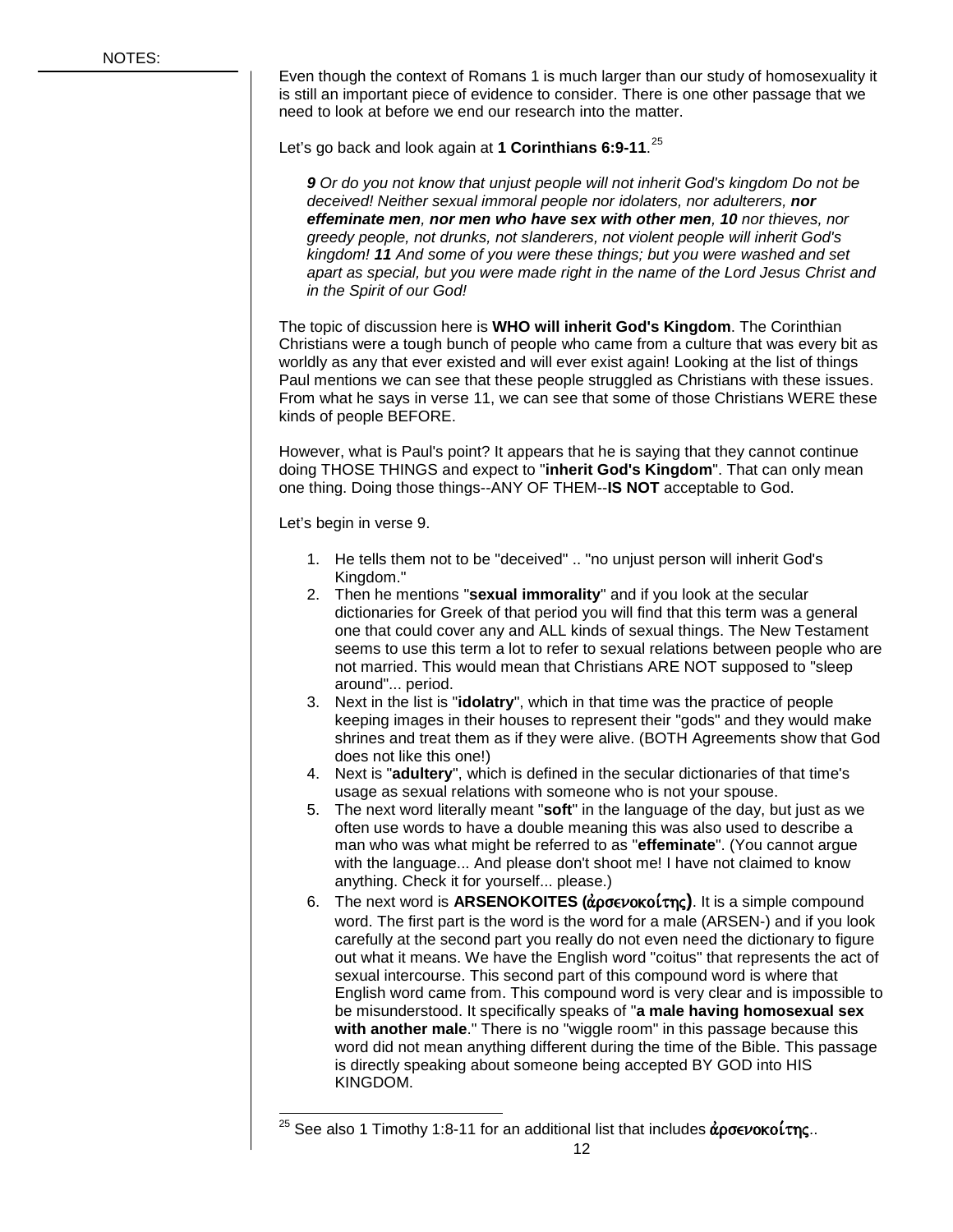NOTES:

Even though the context of Romans 1 is much larger than our study of homosexuality it is still an important piece of evidence to consider. There is one other passage that we need to look at before we end our research into the matter.

Let's go back and look again at **1 Corinthians 6:9-11**.[25]

> ***9*** *Or do you not know that unjust people will not inherit God's kingdom Do not be deceived! Neither sexual immoral people nor idolaters, nor adulterers,* ***nor effeminate men****,* ***nor men who have sex with other men****,* ***10*** *nor thieves, nor greedy people, not drunks, not slanderers, not violent people will inherit God's kingdom!* ***11*** *And some of you were these things; but you were washed and set apart as special, but you were made right in the name of the Lord Jesus Christ and in the Spirit of our God!*

The topic of discussion here is **WHO will inherit God's Kingdom**. The Corinthian Christians were a tough bunch of people who came from a culture that was every bit as worldly as any that ever existed and will ever exist again! Looking at the list of things Paul mentions we can see that these people struggled as Christians with these issues. From what he says in verse 11, we can see that some of those Christians WERE these kinds of people BEFORE.

However, what is Paul's point? It appears that he is saying that they cannot continue doing THOSE THINGS and expect to "**inherit God's Kingdom**". That can only mean one thing. Doing those things--ANY OF THEM--**IS NOT** acceptable to God.

Let's begin in verse 9.

1. He tells them not to be "deceived" .. "no unjust person will inherit God's Kingdom."
2. Then he mentions "**sexual immorality**" and if you look at the secular dictionaries for Greek of that period you will find that this term was a general one that could cover any and ALL kinds of sexual things. The New Testament seems to use this term a lot to refer to sexual relations between people who are not married. This would mean that Christians ARE NOT supposed to "sleep around"... period.
3. Next in the list is "**idolatry**", which in that time was the practice of people keeping images in their houses to represent their "gods" and they would make shrines and treat them as if they were alive. (BOTH Agreements show that God does not like this one!)
4. Next is "**adultery**", which is defined in the secular dictionaries of that time's usage as sexual relations with someone who is not your spouse.
5. The next word literally meant "**soft**" in the language of the day, but just as we often use words to have a double meaning this was also used to describe a man who was what might be referred to as "**effeminate**". (You cannot argue with the language... And please don't shoot me! I have not claimed to know anything. Check it for yourself... please.)
6. The next word is **ARSENOKOITES (ἀρσενοκοίτης)**. It is a simple compound word. The first part is the word is the word for a male (ARSEN-) and if you look carefully at the second part you really do not even need the dictionary to figure out what it means. We have the English word "coitus" that represents the act of sexual intercourse. This second part of this compound word is where that English word came from. This compound word is very clear and is impossible to be misunderstood. It specifically speaks of "**a male having homosexual sex with another male**." There is no "wiggle room" in this passage because this word did not mean anything different during the time of the Bible. This passage is directly speaking about someone being accepted BY GOD into HIS KINGDOM.

[25] See also 1 Timothy 1:8-11 for an additional list that includes ἀρσενοκοίτης..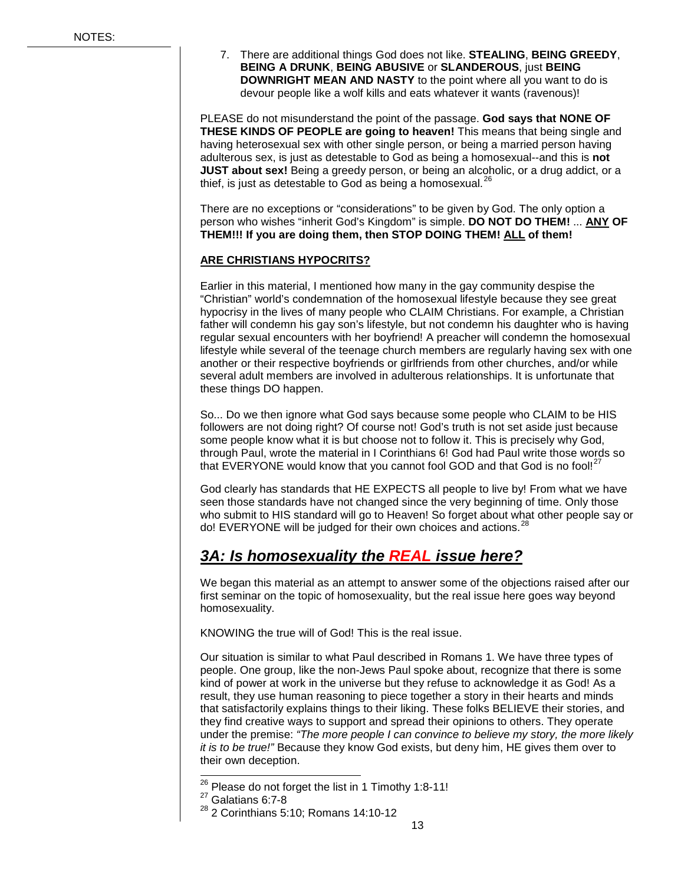NOTES:

7. There are additional things God does not like. **STEALING**, **BEING GREEDY**, **BEING A DRUNK**, **BEING ABUSIVE** or **SLANDEROUS**, just **BEING DOWNRIGHT MEAN AND NASTY** to the point where all you want to do is devour people like a wolf kills and eats whatever it wants (ravenous)!

PLEASE do not misunderstand the point of the passage. **God says that NONE OF THESE KINDS OF PEOPLE are going to heaven!** This means that being single and having heterosexual sex with other single person, or being a married person having adulterous sex, is just as detestable to God as being a homosexual--and this is **not JUST about sex!** Being a greedy person, or being an alcoholic, or a drug addict, or a thief, is just as detestable to God as being a homosexual.[26]

There are no exceptions or "considerations" to be given by God. The only option a person who wishes "inherit God's Kingdom" is simple. **DO NOT DO THEM!** ... **<u>ANY</u> OF THEM!!! If you are doing them, then STOP DOING THEM! <u>ALL</u> of them!**

**<u>ARE CHRISTIANS HYPOCRITS?</u>**

Earlier in this material, I mentioned how many in the gay community despise the "Christian" world's condemnation of the homosexual lifestyle because they see great hypocrisy in the lives of many people who CLAIM Christians. For example, a Christian father will condemn his gay son's lifestyle, but not condemn his daughter who is having regular sexual encounters with her boyfriend! A preacher will condemn the homosexual lifestyle while several of the teenage church members are regularly having sex with one another or their respective boyfriends or girlfriends from other churches, and/or while several adult members are involved in adulterous relationships. It is unfortunate that these things DO happen.

So... Do we then ignore what God says because some people who CLAIM to be HIS followers are not doing right? Of course not! God's truth is not set aside just because some people know what it is but choose not to follow it. This is precisely why God, through Paul, wrote the material in I Corinthians 6! God had Paul write those words so that EVERYONE would know that you cannot fool GOD and that God is no fool![27]

God clearly has standards that HE EXPECTS all people to live by! From what we have seen those standards have not changed since the very beginning of time. Only those who submit to HIS standard will go to Heaven! So forget about what other people say or do! EVERYONE will be judged for their own choices and actions.[28]

## *<u>3A: Is homosexuality the REAL issue here?</u>*

We began this material as an attempt to answer some of the objections raised after our first seminar on the topic of homosexuality, but the real issue here goes way beyond homosexuality.

KNOWING the true will of God! This is the real issue.

Our situation is similar to what Paul described in Romans 1. We have three types of people. One group, like the non-Jews Paul spoke about, recognize that there is some kind of power at work in the universe but they refuse to acknowledge it as God! As a result, they use human reasoning to piece together a story in their hearts and minds that satisfactorily explains things to their liking. These folks BELIEVE their stories, and they find creative ways to support and spread their opinions to others. They operate under the premise: *"The more people I can convince to believe my story, the more likely it is to be true!"* Because they know God exists, but deny him, HE gives them over to their own deception.

---

[26] Please do not forget the list in 1 Timothy 1:8-11!

[27] Galatians 6:7-8

[28] 2 Corinthians 5:10; Romans 14:10-12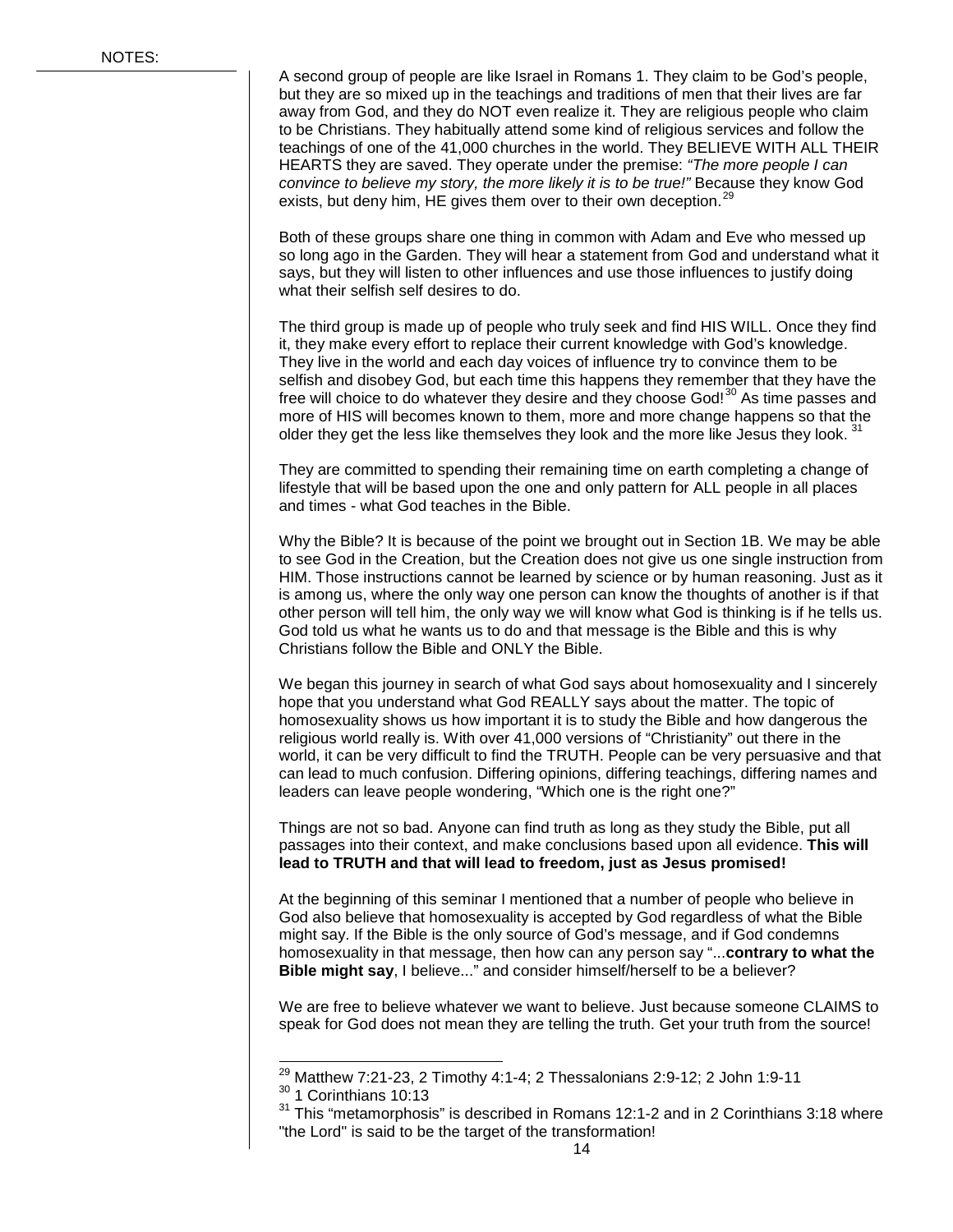NOTES:

A second group of people are like Israel in Romans 1. They claim to be God's people, but they are so mixed up in the teachings and traditions of men that their lives are far away from God, and they do NOT even realize it. They are religious people who claim to be Christians. They habitually attend some kind of religious services and follow the teachings of one of the 41,000 churches in the world. They BELIEVE WITH ALL THEIR HEARTS they are saved. They operate under the premise: *"The more people I can convince to believe my story, the more likely it is to be true!"* Because they know God exists, but deny him, HE gives them over to their own deception.[29]

Both of these groups share one thing in common with Adam and Eve who messed up so long ago in the Garden. They will hear a statement from God and understand what it says, but they will listen to other influences and use those influences to justify doing what their selfish self desires to do.

The third group is made up of people who truly seek and find HIS WILL. Once they find it, they make every effort to replace their current knowledge with God's knowledge. They live in the world and each day voices of influence try to convince them to be selfish and disobey God, but each time this happens they remember that they have the free will choice to do whatever they desire and they choose God![30] As time passes and more of HIS will becomes known to them, more and more change happens so that the older they get the less like themselves they look and the more like Jesus they look.[31]

They are committed to spending their remaining time on earth completing a change of lifestyle that will be based upon the one and only pattern for ALL people in all places and times - what God teaches in the Bible.

Why the Bible? It is because of the point we brought out in Section 1B. We may be able to see God in the Creation, but the Creation does not give us one single instruction from HIM. Those instructions cannot be learned by science or by human reasoning. Just as it is among us, where the only way one person can know the thoughts of another is if that other person will tell him, the only way we will know what God is thinking is if he tells us. God told us what he wants us to do and that message is the Bible and this is why Christians follow the Bible and ONLY the Bible.

We began this journey in search of what God says about homosexuality and I sincerely hope that you understand what God REALLY says about the matter. The topic of homosexuality shows us how important it is to study the Bible and how dangerous the religious world really is. With over 41,000 versions of "Christianity" out there in the world, it can be very difficult to find the TRUTH. People can be very persuasive and that can lead to much confusion. Differing opinions, differing teachings, differing names and leaders can leave people wondering, "Which one is the right one?"

Things are not so bad. Anyone can find truth as long as they study the Bible, put all passages into their context, and make conclusions based upon all evidence. **This will lead to TRUTH and that will lead to freedom, just as Jesus promised!**

At the beginning of this seminar I mentioned that a number of people who believe in God also believe that homosexuality is accepted by God regardless of what the Bible might say. If the Bible is the only source of God's message, and if God condemns homosexuality in that message, then how can any person say "...**contrary to what the Bible might say**, I believe..." and consider himself/herself to be a believer?

We are free to believe whatever we want to believe. Just because someone CLAIMS to speak for God does not mean they are telling the truth. Get your truth from the source!

---

[29] Matthew 7:21-23, 2 Timothy 4:1-4; 2 Thessalonians 2:9-12; 2 John 1:9-11

[30] 1 Corinthians 10:13

[31] This "metamorphosis" is described in Romans 12:1-2 and in 2 Corinthians 3:18 where "the Lord" is said to be the target of the transformation!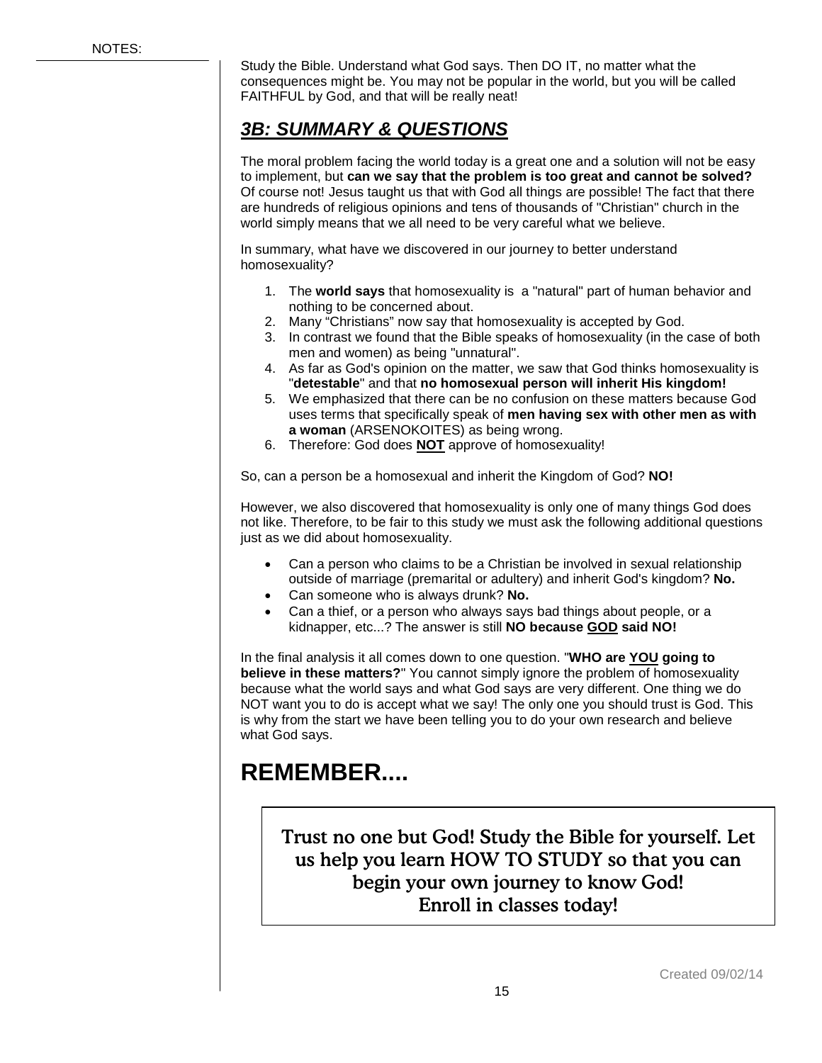NOTES:

Study the Bible. Understand what God says. Then DO IT, no matter what the consequences might be. You may not be popular in the world, but you will be called FAITHFUL by God, and that will be really neat!

## ***3B: SUMMARY & QUESTIONS***

The moral problem facing the world today is a great one and a solution will not be easy to implement, but **can we say that the problem is too great and cannot be solved?** Of course not! Jesus taught us that with God all things are possible! The fact that there are hundreds of religious opinions and tens of thousands of "Christian" church in the world simply means that we all need to be very careful what we believe.

In summary, what have we discovered in our journey to better understand homosexuality?

1. The **world says** that homosexuality is a "natural" part of human behavior and nothing to be concerned about.
2. Many "Christians" now say that homosexuality is accepted by God.
3. In contrast we found that the Bible speaks of homosexuality (in the case of both men and women) as being "unnatural".
4. As far as God's opinion on the matter, we saw that God thinks homosexuality is "**detestable**" and that **no homosexual person will inherit His kingdom!**
5. We emphasized that there can be no confusion on these matters because God uses terms that specifically speak of **men having sex with other men as with a woman** (ARSENOKOITES) as being wrong.
6. Therefore: God does **NOT** approve of homosexuality!

So, can a person be a homosexual and inherit the Kingdom of God? **NO!**

However, we also discovered that homosexuality is only one of many things God does not like. Therefore, to be fair to this study we must ask the following additional questions just as we did about homosexuality.

- Can a person who claims to be a Christian be involved in sexual relationship outside of marriage (premarital or adultery) and inherit God's kingdom? **No.**
- Can someone who is always drunk? **No.**
- Can a thief, or a person who always says bad things about people, or a kidnapper, etc...? The answer is still **NO because GOD said NO!**

In the final analysis it all comes down to one question. "**WHO are YOU going to believe in these matters?**" You cannot simply ignore the problem of homosexuality because what the world says and what God says are very different. One thing we do NOT want you to do is accept what we say! The only one you should trust is God. This is why from the start we have been telling you to do your own research and believe what God says.

# REMEMBER....

**Trust no one but God! Study the Bible for yourself. Let us help you learn HOW TO STUDY so that you can begin your own journey to know God!**
**Enroll in classes today!**

Created 09/02/14